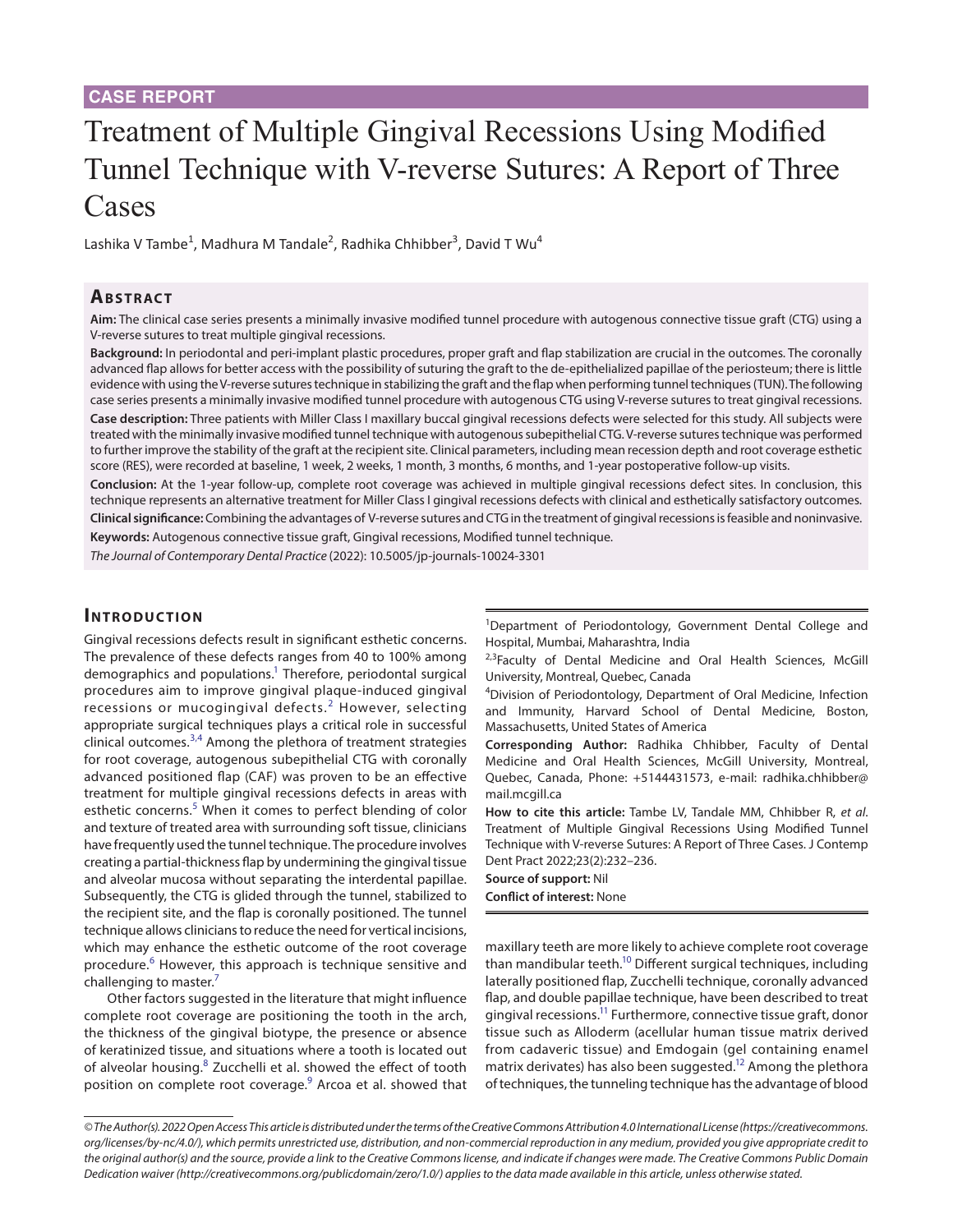CASE REPORT

# Treatment of Multiple Gingival Recessions Using Modified Tunnel Technique with V-reverse Sutures: A Report of Three Cases

Lashika V Tambe[1], Madhura M Tandale[2], Radhika Chhibber[3], David T Wu[4]

## Abstract

**Aim:** The clinical case series presents a minimally invasive modified tunnel procedure with autogenous connective tissue graft (CTG) using a V-reverse sutures to treat multiple gingival recessions.

**Background:** In periodontal and peri-implant plastic procedures, proper graft and flap stabilization are crucial in the outcomes. The coronally advanced flap allows for better access with the possibility of suturing the graft to the de-epithelialized papillae of the periosteum; there is little evidence with using the V-reverse sutures technique in stabilizing the graft and the flap when performing tunnel techniques (TUN). The following case series presents a minimally invasive modified tunnel procedure with autogenous CTG using V-reverse sutures to treat gingival recessions.

**Case description:** Three patients with Miller Class I maxillary buccal gingival recessions defects were selected for this study. All subjects were treated with the minimally invasive modified tunnel technique with autogenous subepithelial CTG. V-reverse sutures technique was performed to further improve the stability of the graft at the recipient site. Clinical parameters, including mean recession depth and root coverage esthetic score (RES), were recorded at baseline, 1 week, 2 weeks, 1 month, 3 months, 6 months, and 1-year postoperative follow-up visits.

**Conclusion:** At the 1-year follow-up, complete root coverage was achieved in multiple gingival recessions defect sites. In conclusion, this technique represents an alternative treatment for Miller Class I gingival recessions defects with clinical and esthetically satisfactory outcomes.

**Clinical significance:** Combining the advantages of V-reverse sutures and CTG in the treatment of gingival recessions is feasible and noninvasive.

**Keywords:** Autogenous connective tissue graft, Gingival recessions, Modified tunnel technique.

*The Journal of Contemporary Dental Practice* (2022): 10.5005/jp-journals-10024-3301

## Introduction

Gingival recessions defects result in significant esthetic concerns. The prevalence of these defects ranges from 40 to 100% among demographics and populations.[1] Therefore, periodontal surgical procedures aim to improve gingival plaque-induced gingival recessions or mucogingival defects.[2] However, selecting appropriate surgical techniques plays a critical role in successful clinical outcomes.[3,4] Among the plethora of treatment strategies for root coverage, autogenous subepithelial CTG with coronally advanced positioned flap (CAF) was proven to be an effective treatment for multiple gingival recessions defects in areas with esthetic concerns.[5] When it comes to perfect blending of color and texture of treated area with surrounding soft tissue, clinicians have frequently used the tunnel technique. The procedure involves creating a partial-thickness flap by undermining the gingival tissue and alveolar mucosa without separating the interdental papillae. Subsequently, the CTG is glided through the tunnel, stabilized to the recipient site, and the flap is coronally positioned. The tunnel technique allows clinicians to reduce the need for vertical incisions, which may enhance the esthetic outcome of the root coverage procedure.[6] However, this approach is technique sensitive and challenging to master.[7]

Other factors suggested in the literature that might influence complete root coverage are positioning the tooth in the arch, the thickness of the gingival biotype, the presence or absence of keratinized tissue, and situations where a tooth is located out of alveolar housing.[8] Zucchelli et al. showed the effect of tooth position on complete root coverage.[9] Arcoa et al. showed that maxillary teeth are more likely to achieve complete root coverage than mandibular teeth.[10] Different surgical techniques, including laterally positioned flap, Zucchelli technique, coronally advanced flap, and double papillae technique, have been described to treat gingival recessions.[11] Furthermore, connective tissue graft, donor tissue such as Alloderm (acellular human tissue matrix derived from cadaveric tissue) and Emdogain (gel containing enamel matrix derivates) has also been suggested.[12] Among the plethora of techniques, the tunneling technique has the advantage of blood

[1]Department of Periodontology, Government Dental College and Hospital, Mumbai, Maharashtra, India

[2,3]Faculty of Dental Medicine and Oral Health Sciences, McGill University, Montreal, Quebec, Canada

[4]Division of Periodontology, Department of Oral Medicine, Infection and Immunity, Harvard School of Dental Medicine, Boston, Massachusetts, United States of America

**Corresponding Author:** Radhika Chhibber, Faculty of Dental Medicine and Oral Health Sciences, McGill University, Montreal, Quebec, Canada, Phone: +5144431573, e-mail: radhika.chhibber@mail.mcgill.ca

**How to cite this article:** Tambe LV, Tandale MM, Chhibber R, *et al*. Treatment of Multiple Gingival Recessions Using Modified Tunnel Technique with V-reverse Sutures: A Report of Three Cases. J Contemp Dent Pract 2022;23(2):232–236.

**Source of support:** Nil

**Conflict of interest:** None

*© The Author(s). 2022 Open Access This article is distributed under the terms of the Creative Commons Attribution 4.0 International License (https://creativecommons.org/licenses/by-nc/4.0/), which permits unrestricted use, distribution, and non-commercial reproduction in any medium, provided you give appropriate credit to the original author(s) and the source, provide a link to the Creative Commons license, and indicate if changes were made. The Creative Commons Public Domain Dedication waiver (http://creativecommons.org/publicdomain/zero/1.0/) applies to the data made available in this article, unless otherwise stated.*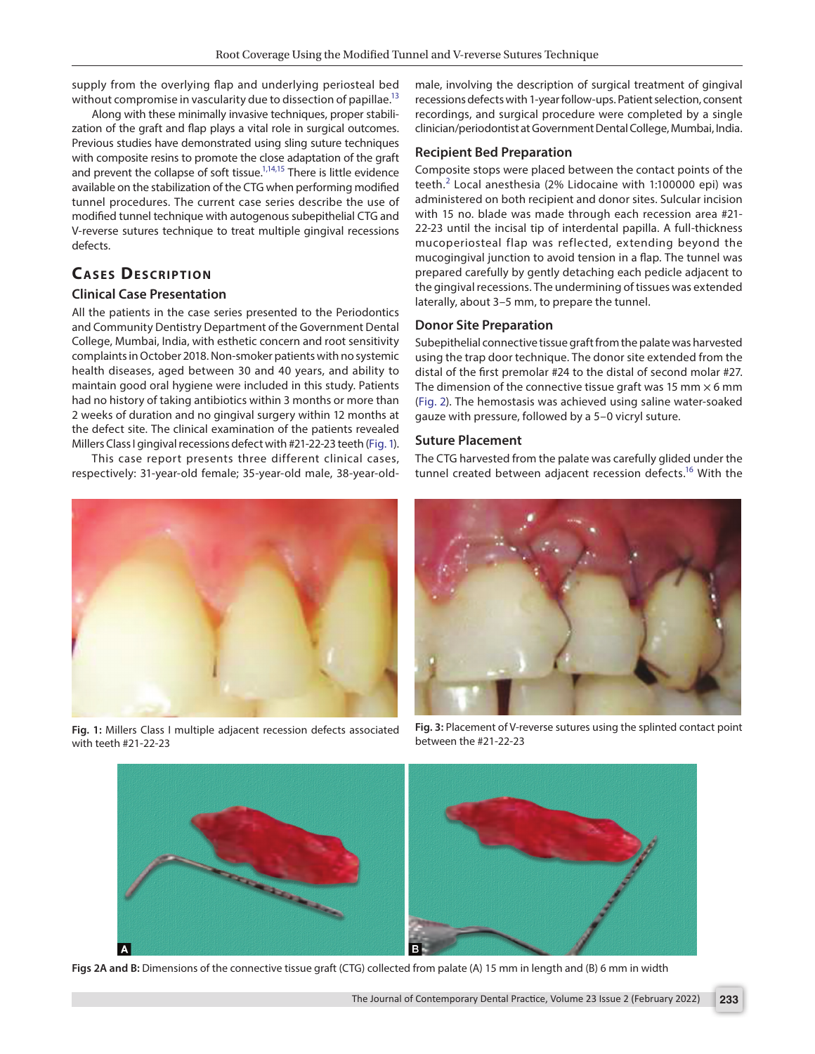supply from the overlying flap and underlying periosteal bed without compromise in vascularity due to dissection of papillae.[13]

Along with these minimally invasive techniques, proper stabilization of the graft and flap plays a vital role in surgical outcomes. Previous studies have demonstrated using sling suture techniques with composite resins to promote the close adaptation of the graft and prevent the collapse of soft tissue.[1,14,15] There is little evidence available on the stabilization of the CTG when performing modified tunnel procedures. The current case series describe the use of modified tunnel technique with autogenous subepithelial CTG and V-reverse sutures technique to treat multiple gingival recessions defects.

## Cases Description

### Clinical Case Presentation

All the patients in the case series presented to the Periodontics and Community Dentistry Department of the Government Dental College, Mumbai, India, with esthetic concern and root sensitivity complaints in October 2018. Non-smoker patients with no systemic health diseases, aged between 30 and 40 years, and ability to maintain good oral hygiene were included in this study. Patients had no history of taking antibiotics within 3 months or more than 2 weeks of duration and no gingival surgery within 12 months at the defect site. The clinical examination of the patients revealed Millers Class I gingival recessions defect with #21-22-23 teeth (Fig. 1).

This case report presents three different clinical cases, respectively: 31-year-old female; 35-year-old male, 38-year-old-male, involving the description of surgical treatment of gingival recessions defects with 1-year follow-ups. Patient selection, consent recordings, and surgical procedure were completed by a single clinician/periodontist at Government Dental College, Mumbai, India.

Fig. 1: Millers Class I multiple adjacent recession defects associated with teeth #21-22-23

### Recipient Bed Preparation

Composite stops were placed between the contact points of the teeth.[2] Local anesthesia (2% Lidocaine with 1:100000 epi) was administered on both recipient and donor sites. Sulcular incision with 15 no. blade was made through each recession area #21-22-23 until the incisal tip of interdental papilla. A full-thickness mucoperiosteal flap was reflected, extending beyond the mucogingival junction to avoid tension in a flap. The tunnel was prepared carefully by gently detaching each pedicle adjacent to the gingival recessions. The undermining of tissues was extended laterally, about 3–5 mm, to prepare the tunnel.

### Donor Site Preparation

Subepithelial connective tissue graft from the palate was harvested using the trap door technique. The donor site extended from the distal of the first premolar #24 to the distal of second molar #27. The dimension of the connective tissue graft was 15 mm × 6 mm (Fig. 2). The hemostasis was achieved using saline water-soaked gauze with pressure, followed by a 5–0 vicryl suture.

### Suture Placement

The CTG harvested from the palate was carefully glided under the tunnel created between adjacent recession defects.[16] With the

Fig. 3: Placement of V-reverse sutures using the splinted contact point between the #21-22-23

Figs 2A and B: Dimensions of the connective tissue graft (CTG) collected from palate (A) 15 mm in length and (B) 6 mm in width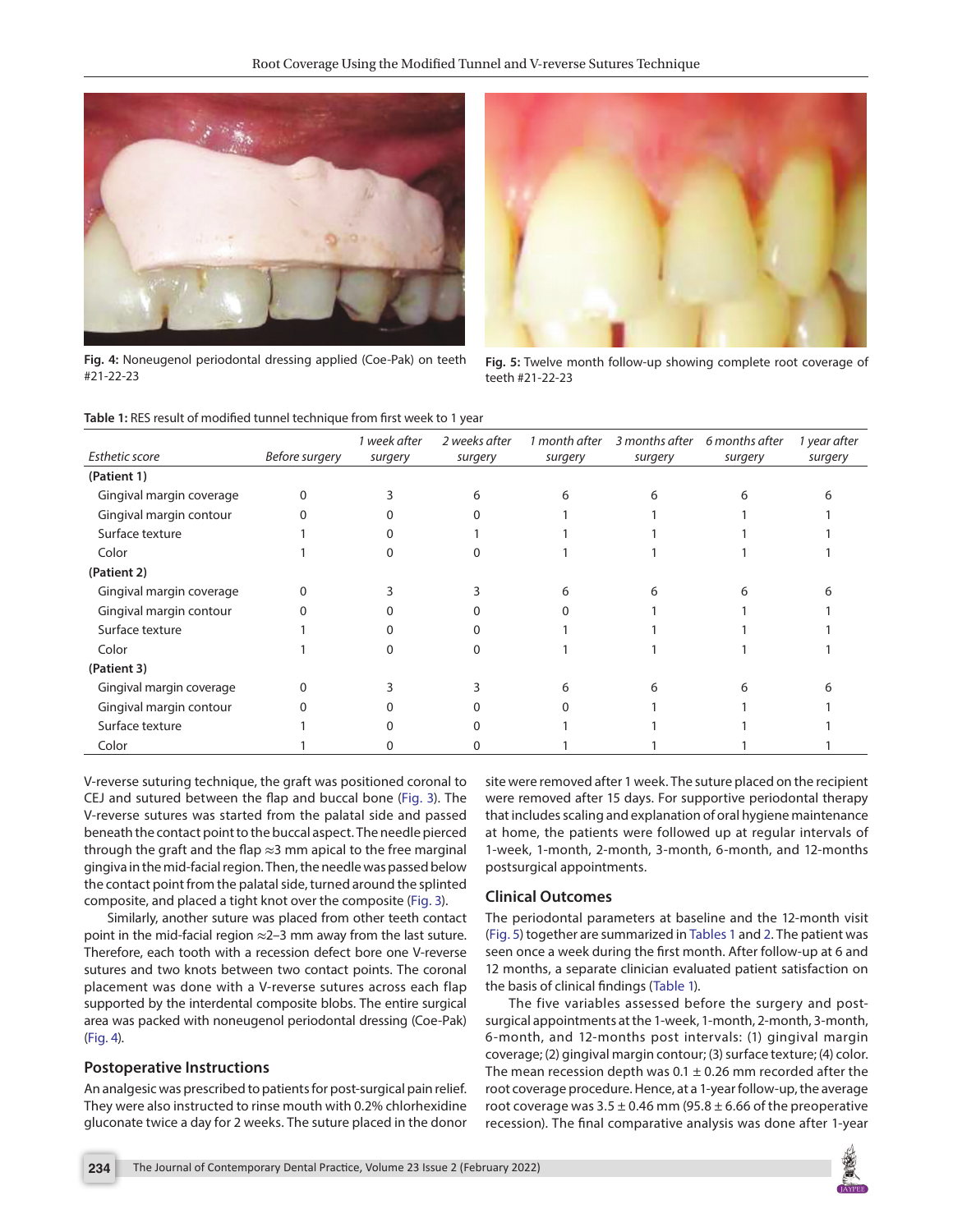Fig. 4: Noneugenol periodontal dressing applied (Coe-Pak) on teeth #21-22-23

Fig. 5: Twelve month follow-up showing complete root coverage of teeth #21-22-23

**Table 1:** RES result of modified tunnel technique from first week to 1 year

| *Esthetic score* | *Before surgery* | *1 week after surgery* | *2 weeks after surgery* | *1 month after surgery* | *3 months after surgery* | *6 months after surgery* | *1 year after surgery* |
|---|---|---|---|---|---|---|---|
| **(Patient 1)** | | | | | | | |
| Gingival margin coverage | 0 | 3 | 6 | 6 | 6 | 6 | 6 |
| Gingival margin contour | 0 | 0 | 0 | 1 | 1 | 1 | 1 |
| Surface texture | 1 | 0 | 1 | 1 | 1 | 1 | 1 |
| Color | 1 | 0 | 0 | 1 | 1 | 1 | 1 |
| **(Patient 2)** | | | | | | | |
| Gingival margin coverage | 0 | 3 | 3 | 6 | 6 | 6 | 6 |
| Gingival margin contour | 0 | 0 | 0 | 0 | 1 | 1 | 1 |
| Surface texture | 1 | 0 | 0 | 1 | 1 | 1 | 1 |
| Color | 1 | 0 | 0 | 1 | 1 | 1 | 1 |
| **(Patient 3)** | | | | | | | |
| Gingival margin coverage | 0 | 3 | 3 | 6 | 6 | 6 | 6 |
| Gingival margin contour | 0 | 0 | 0 | 0 | 1 | 1 | 1 |
| Surface texture | 1 | 0 | 0 | 1 | 1 | 1 | 1 |
| Color | 1 | 0 | 0 | 1 | 1 | 1 | 1 |

V-reverse suturing technique, the graft was positioned coronal to CEJ and sutured between the flap and buccal bone (Fig. 3). The V-reverse sutures was started from the palatal side and passed beneath the contact point to the buccal aspect. The needle pierced through the graft and the flap ≈3 mm apical to the free marginal gingiva in the mid-facial region. Then, the needle was passed below the contact point from the palatal side, turned around the splinted composite, and placed a tight knot over the composite (Fig. 3).

Similarly, another suture was placed from other teeth contact point in the mid-facial region ≈2–3 mm away from the last suture. Therefore, each tooth with a recession defect bore one V-reverse sutures and two knots between two contact points. The coronal placement was done with a V-reverse sutures across each flap supported by the interdental composite blobs. The entire surgical area was packed with noneugenol periodontal dressing (Coe-Pak) (Fig. 4).

### Postoperative Instructions

An analgesic was prescribed to patients for post-surgical pain relief. They were also instructed to rinse mouth with 0.2% chlorhexidine gluconate twice a day for 2 weeks. The suture placed in the donor site were removed after 1 week. The suture placed on the recipient were removed after 15 days. For supportive periodontal therapy that includes scaling and explanation of oral hygiene maintenance at home, the patients were followed up at regular intervals of 1-week, 1-month, 2-month, 3-month, 6-month, and 12-months postsurgical appointments.

### Clinical Outcomes

The periodontal parameters at baseline and the 12-month visit (Fig. 5) together are summarized in Tables 1 and 2. The patient was seen once a week during the first month. After follow-up at 6 and 12 months, a separate clinician evaluated patient satisfaction on the basis of clinical findings (Table 1).

The five variables assessed before the surgery and post-surgical appointments at the 1-week, 1-month, 2-month, 3-month, 6-month, and 12-months post intervals: (1) gingival margin coverage; (2) gingival margin contour; (3) surface texture; (4) color. The mean recession depth was 0.1 ± 0.26 mm recorded after the root coverage procedure. Hence, at a 1-year follow-up, the average root coverage was 3.5 ± 0.46 mm (95.8 ± 6.66 of the preoperative recession). The final comparative analysis was done after 1-year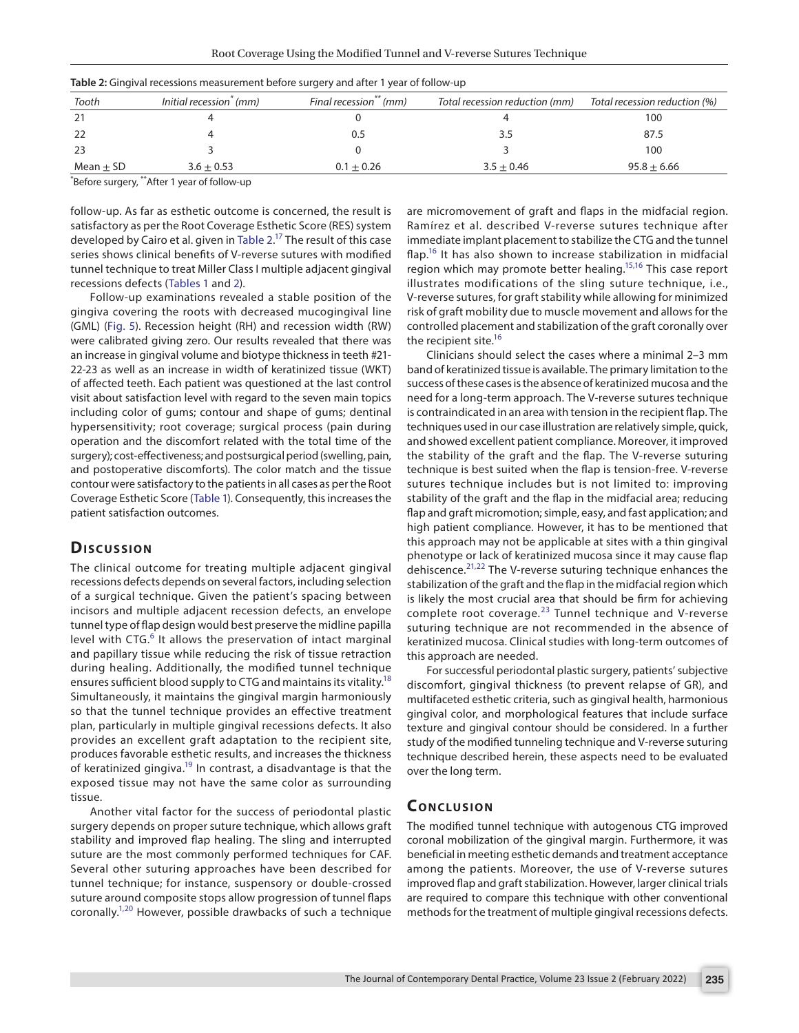**Table 2:** Gingival recessions measurement before surgery and after 1 year of follow-up

| *Tooth* | *Initial recession*\* *(mm)* | *Final recession*\*\* *(mm)* | *Total recession reduction (mm)* | *Total recession reduction (%)* |
|---|---|---|---|---|
| 21 | 4 | 0 | 4 | 100 |
| 22 | 4 | 0.5 | 3.5 | 87.5 |
| 23 | 3 | 0 | 3 | 100 |
| Mean ± SD | 3.6 ± 0.53 | 0.1 ± 0.26 | 3.5 ± 0.46 | 95.8 ± 6.66 |

\*Before surgery, \*\*After 1 year of follow-up

follow-up. As far as esthetic outcome is concerned, the result is satisfactory as per the Root Coverage Esthetic Score (RES) system developed by Cairo et al. given in Table 2.[17] The result of this case series shows clinical benefits of V-reverse sutures with modified tunnel technique to treat Miller Class I multiple adjacent gingival recessions defects (Tables 1 and 2).

Follow-up examinations revealed a stable position of the gingiva covering the roots with decreased mucogingival line (GML) (Fig. 5). Recession height (RH) and recession width (RW) were calibrated giving zero. Our results revealed that there was an increase in gingival volume and biotype thickness in teeth #21-22-23 as well as an increase in width of keratinized tissue (WKT) of affected teeth. Each patient was questioned at the last control visit about satisfaction level with regard to the seven main topics including color of gums; contour and shape of gums; dentinal hypersensitivity; root coverage; surgical process (pain during operation and the discomfort related with the total time of the surgery); cost-effectiveness; and postsurgical period (swelling, pain, and postoperative discomforts). The color match and the tissue contour were satisfactory to the patients in all cases as per the Root Coverage Esthetic Score (Table 1). Consequently, this increases the patient satisfaction outcomes.

## Discussion

The clinical outcome for treating multiple adjacent gingival recessions defects depends on several factors, including selection of a surgical technique. Given the patient's spacing between incisors and multiple adjacent recession defects, an envelope tunnel type of flap design would best preserve the midline papilla level with CTG.[6] It allows the preservation of intact marginal and papillary tissue while reducing the risk of tissue retraction during healing. Additionally, the modified tunnel technique ensures sufficient blood supply to CTG and maintains its vitality.[18] Simultaneously, it maintains the gingival margin harmoniously so that the tunnel technique provides an effective treatment plan, particularly in multiple gingival recessions defects. It also provides an excellent graft adaptation to the recipient site, produces favorable esthetic results, and increases the thickness of keratinized gingiva.[19] In contrast, a disadvantage is that the exposed tissue may not have the same color as surrounding tissue.

Another vital factor for the success of periodontal plastic surgery depends on proper suture technique, which allows graft stability and improved flap healing. The sling and interrupted suture are the most commonly performed techniques for CAF. Several other suturing approaches have been described for tunnel technique; for instance, suspensory or double-crossed suture around composite stops allow progression of tunnel flaps coronally.[1,20] However, possible drawbacks of such a technique are micromovement of graft and flaps in the midfacial region. Ramírez et al. described V-reverse sutures technique after immediate implant placement to stabilize the CTG and the tunnel flap.[16] It has also shown to increase stabilization in midfacial region which may promote better healing.[15,16] This case report illustrates modifications of the sling suture technique, i.e., V-reverse sutures, for graft stability while allowing for minimized risk of graft mobility due to muscle movement and allows for the controlled placement and stabilization of the graft coronally over the recipient site.[16]

Clinicians should select the cases where a minimal 2–3 mm band of keratinized tissue is available. The primary limitation to the success of these cases is the absence of keratinized mucosa and the need for a long-term approach. The V-reverse sutures technique is contraindicated in an area with tension in the recipient flap. The techniques used in our case illustration are relatively simple, quick, and showed excellent patient compliance. Moreover, it improved the stability of the graft and the flap. The V-reverse suturing technique is best suited when the flap is tension-free. V-reverse sutures technique includes but is not limited to: improving stability of the graft and the flap in the midfacial area; reducing flap and graft micromotion; simple, easy, and fast application; and high patient compliance. However, it has to be mentioned that this approach may not be applicable at sites with a thin gingival phenotype or lack of keratinized mucosa since it may cause flap dehiscence.[21,22] The V-reverse suturing technique enhances the stabilization of the graft and the flap in the midfacial region which is likely the most crucial area that should be firm for achieving complete root coverage.[23] Tunnel technique and V-reverse suturing technique are not recommended in the absence of keratinized mucosa. Clinical studies with long-term outcomes of this approach are needed.

For successful periodontal plastic surgery, patients' subjective discomfort, gingival thickness (to prevent relapse of GR), and multifaceted esthetic criteria, such as gingival health, harmonious gingival color, and morphological features that include surface texture and gingival contour should be considered. In a further study of the modified tunneling technique and V-reverse suturing technique described herein, these aspects need to be evaluated over the long term.

## Conclusion

The modified tunnel technique with autogenous CTG improved coronal mobilization of the gingival margin. Furthermore, it was beneficial in meeting esthetic demands and treatment acceptance among the patients. Moreover, the use of V-reverse sutures improved flap and graft stabilization. However, larger clinical trials are required to compare this technique with other conventional methods for the treatment of multiple gingival recessions defects.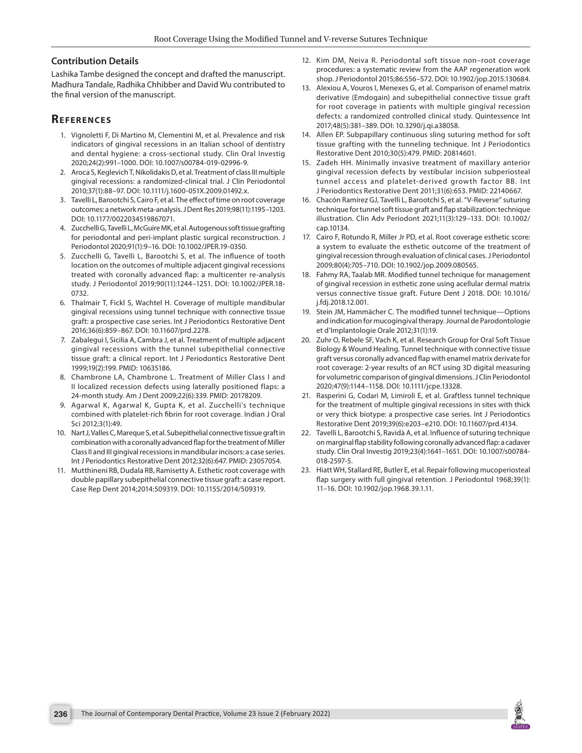## Contribution Details

Lashika Tambe designed the concept and drafted the manuscript. Madhura Tandale, Radhika Chhibber and David Wu contributed to the final version of the manuscript.

## References

1. Vignoletti F, Di Martino M, Clementini M, et al. Prevalence and risk indicators of gingival recessions in an Italian school of dentistry and dental hygiene: a cross-sectional study. Clin Oral Investig 2020;24(2):991–1000. DOI: 10.1007/s00784-019-02996-9.
2. Aroca S, Keglevich T, Nikolidakis D, et al. Treatment of class III multiple gingival recessions: a randomized-clinical trial. J Clin Periodontol 2010;37(1):88–97. DOI: 10.1111/j.1600-051X.2009.01492.x.
3. Tavelli L, Barootchi S, Cairo F, et al. The effect of time on root coverage outcomes: a network meta-analysis. J Dent Res 2019;98(11):1195–1203. DOI: 10.1177/0022034519867071.
4. Zucchelli G, Tavelli L, McGuire MK, et al. Autogenous soft tissue grafting for periodontal and peri-implant plastic surgical reconstruction. J Periodontol 2020;91(1):9–16. DOI: 10.1002/JPER.19-0350.
5. Zucchelli G, Tavelli L, Barootchi S, et al. The influence of tooth location on the outcomes of multiple adjacent gingival recessions treated with coronally advanced flap: a multicenter re-analysis study. J Periodontol 2019;90(11):1244–1251. DOI: 10.1002/JPER.18-0732.
6. Thalmair T, Fickl S, Wachtel H. Coverage of multiple mandibular gingival recessions using tunnel technique with connective tissue graft: a prospective case series. Int J Periodontics Restorative Dent 2016;36(6):859–867. DOI: 10.11607/prd.2278.
7. Zabalegui I, Sicilia A, Cambra J, et al. Treatment of multiple adjacent gingival recessions with the tunnel subepithelial connective tissue graft: a clinical report. Int J Periodontics Restorative Dent 1999;19(2):199. PMID: 10635186.
8. Chambrone LA, Chambrone L. Treatment of Miller Class I and II localized recession defects using laterally positioned flaps: a 24-month study. Am J Dent 2009;22(6):339. PMID: 20178209.
9. Agarwal K, Agarwal K, Gupta K, et al. Zucchelli's technique combined with platelet-rich fibrin for root coverage. Indian J Oral Sci 2012;3(1):49.
10. Nart J, Valles C, Mareque S, et al. Subepithelial connective tissue graft in combination with a coronally advanced flap for the treatment of Miller Class II and III gingival recessions in mandibular incisors: a case series. Int J Periodontics Restorative Dent 2012;32(6):647. PMID: 23057054.
11. Mutthineni RB, Dudala RB, Ramisetty A. Esthetic root coverage with double papillary subepithelial connective tissue graft: a case report. Case Rep Dent 2014;2014:509319. DOI: 10.1155/2014/509319.
12. Kim DM, Neiva R. Periodontal soft tissue non–root coverage procedures: a systematic review from the AAP regeneration work shop. J Periodontol 2015;86:S56–S72. DOI: 10.1902/jop.2015.130684.
13. Alexiou A, Vouros I, Menexes G, et al. Comparison of enamel matrix derivative (Emdogain) and subepithelial connective tissue graft for root coverage in patients with multiple gingival recession defects: a randomized controlled clinical study. Quintessence Int 2017;48(5):381–389. DOI: 10.3290/j.qi.a38058.
14. Allen EP. Subpapillary continuous sling suturing method for soft tissue grafting with the tunneling technique. Int J Periodontics Restorative Dent 2010;30(5):479. PMID: 20814601.
15. Zadeh HH. Minimally invasive treatment of maxillary anterior gingival recession defects by vestibular incision subperiosteal tunnel access and platelet-derived growth factor BB. Int J Periodontics Restorative Dent 2011;31(6):653. PMID: 22140667.
16. Chacón Ramírez GJ, Tavelli L, Barootchi S, et al. "V-Reverse" suturing technique for tunnel soft tissue graft and flap stabilization: technique illustration. Clin Adv Periodont 2021;11(3):129–133. DOI: 10.1002/cap.10134.
17. Cairo F, Rotundo R, Miller Jr PD, et al. Root coverage esthetic score: a system to evaluate the esthetic outcome of the treatment of gingival recession through evaluation of clinical cases. J Periodontol 2009;80(4):705–710. DOI: 10.1902/jop.2009.080565.
18. Fahmy RA, Taalab MR. Modified tunnel technique for management of gingival recession in esthetic zone using acellular dermal matrix versus connective tissue graft. Future Dent J 2018. DOI: 10.1016/j.fdj.2018.12.001.
19. Stein JM, Hammächer C. The modified tunnel technique—Options and indication for mucogingival therapy. Journal de Parodontologie et d'Implantologie Orale 2012;31(1):19.
20. Zuhr O, Rebele SF, Vach K, et al. Research Group for Oral Soft Tissue Biology & Wound Healing. Tunnel technique with connective tissue graft versus coronally advanced flap with enamel matrix derivate for root coverage: 2-year results of an RCT using 3D digital measuring for volumetric comparison of gingival dimensions. J Clin Periodontol 2020;47(9):1144–1158. DOI: 10.1111/jcpe.13328.
21. Rasperini G, Codari M, Limiroli E, et al. Graftless tunnel technique for the treatment of multiple gingival recessions in sites with thick or very thick biotype: a prospective case series. Int J Periodontics Restorative Dent 2019;39(6):e203–e210. DOI: 10.11607/prd.4134.
22. Tavelli L, Barootchi S, Ravidà A, et al. Influence of suturing technique on marginal flap stability following coronally advanced flap: a cadaver study. Clin Oral Investig 2019;23(4):1641–1651. DOI: 10.1007/s00784-018-2597-5.
23. Hiatt WH, Stallard RE, Butler E, et al. Repair following mucoperiosteal flap surgery with full gingival retention. J Periodontol 1968;39(1): 11–16. DOI: 10.1902/jop.1968.39.1.11.